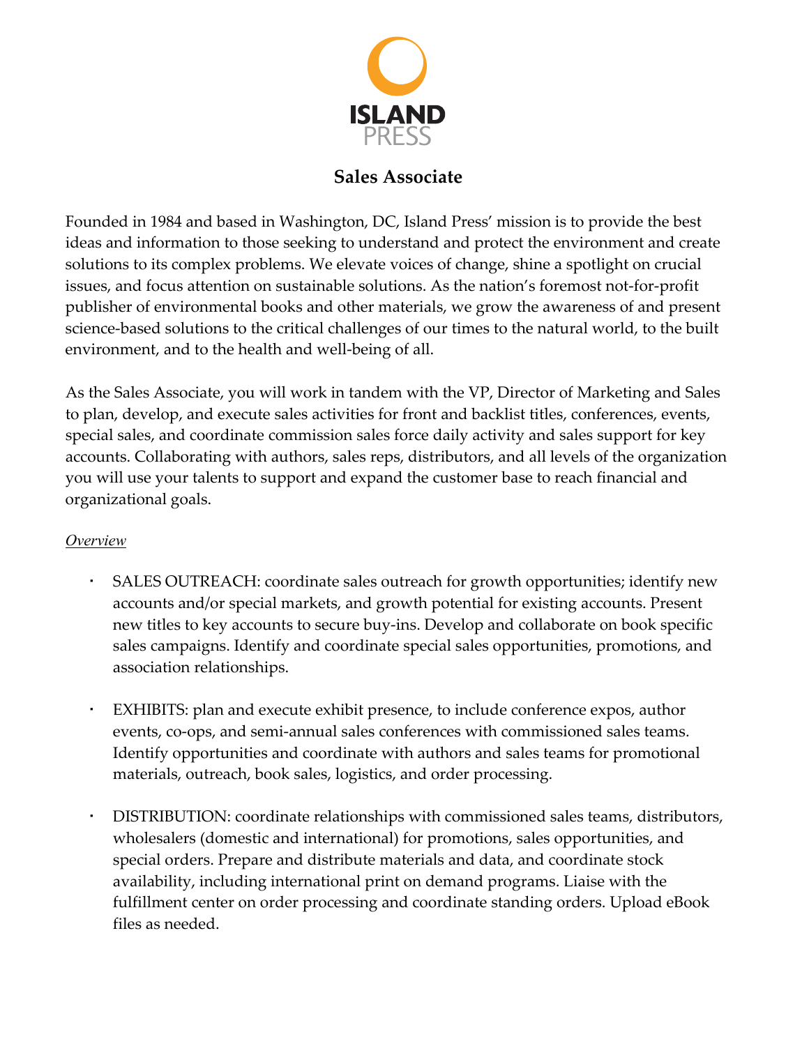ISLAND PRESS

# Sales Associate

Founded in 1984 and based in Washington, DC, Island Press' mission is to provide the best ideas and information to those seeking to understand and protect the environment and create solutions to its complex problems. We elevate voices of change, shine a spotlight on crucial issues, and focus attention on sustainable solutions. As the nation's foremost not-for-profit publisher of environmental books and other materials, we grow the awareness of and present science-based solutions to the critical challenges of our times to the natural world, to the built environment, and to the health and well-being of all.

As the Sales Associate, you will work in tandem with the VP, Director of Marketing and Sales to plan, develop, and execute sales activities for front and backlist titles, conferences, events, special sales, and coordinate commission sales force daily activity and sales support for key accounts. Collaborating with authors, sales reps, distributors, and all levels of the organization you will use your talents to support and expand the customer base to reach financial and organizational goals.

*Overview*

- SALES OUTREACH: coordinate sales outreach for growth opportunities; identify new accounts and/or special markets, and growth potential for existing accounts. Present new titles to key accounts to secure buy-ins. Develop and collaborate on book specific sales campaigns. Identify and coordinate special sales opportunities, promotions, and association relationships.

- EXHIBITS: plan and execute exhibit presence, to include conference expos, author events, co-ops, and semi-annual sales conferences with commissioned sales teams. Identify opportunities and coordinate with authors and sales teams for promotional materials, outreach, book sales, logistics, and order processing.

- DISTRIBUTION: coordinate relationships with commissioned sales teams, distributors, wholesalers (domestic and international) for promotions, sales opportunities, and special orders. Prepare and distribute materials and data, and coordinate stock availability, including international print on demand programs. Liaise with the fulfillment center on order processing and coordinate standing orders. Upload eBook files as needed.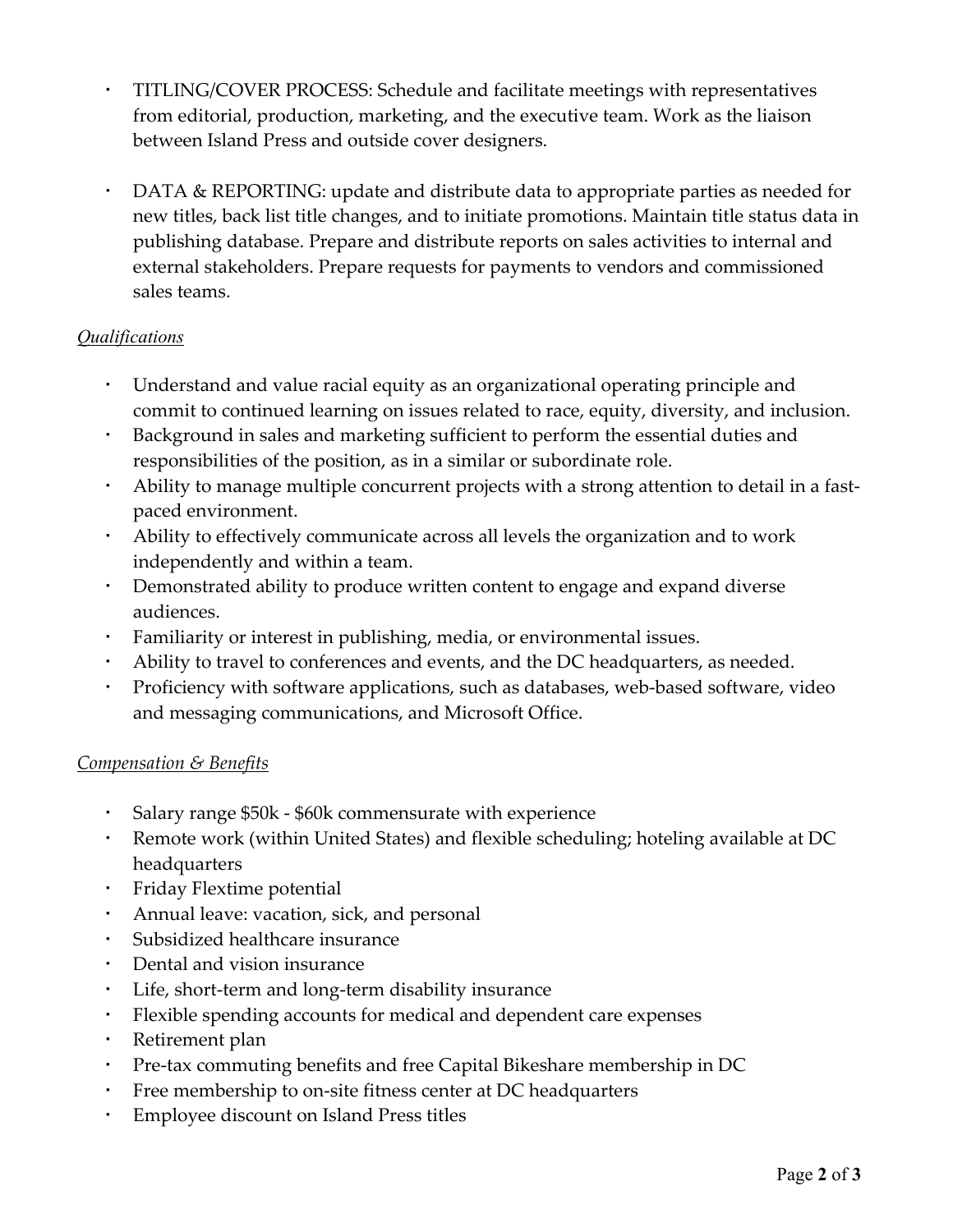- TITLING/COVER PROCESS: Schedule and facilitate meetings with representatives from editorial, production, marketing, and the executive team. Work as the liaison between Island Press and outside cover designers.

- DATA & REPORTING: update and distribute data to appropriate parties as needed for new titles, back list title changes, and to initiate promotions. Maintain title status data in publishing database. Prepare and distribute reports on sales activities to internal and external stakeholders. Prepare requests for payments to vendors and commissioned sales teams.

*Qualifications*

- Understand and value racial equity as an organizational operating principle and commit to continued learning on issues related to race, equity, diversity, and inclusion.
- Background in sales and marketing sufficient to perform the essential duties and responsibilities of the position, as in a similar or subordinate role.
- Ability to manage multiple concurrent projects with a strong attention to detail in a fast-paced environment.
- Ability to effectively communicate across all levels the organization and to work independently and within a team.
- Demonstrated ability to produce written content to engage and expand diverse audiences.
- Familiarity or interest in publishing, media, or environmental issues.
- Ability to travel to conferences and events, and the DC headquarters, as needed.
- Proficiency with software applications, such as databases, web-based software, video and messaging communications, and Microsoft Office.

*Compensation & Benefits*

- Salary range $50k - $60k commensurate with experience
- Remote work (within United States) and flexible scheduling; hoteling available at DC headquarters
- Friday Flextime potential
- Annual leave: vacation, sick, and personal
- Subsidized healthcare insurance
- Dental and vision insurance
- Life, short-term and long-term disability insurance
- Flexible spending accounts for medical and dependent care expenses
- Retirement plan
- Pre-tax commuting benefits and free Capital Bikeshare membership in DC
- Free membership to on-site fitness center at DC headquarters
- Employee discount on Island Press titles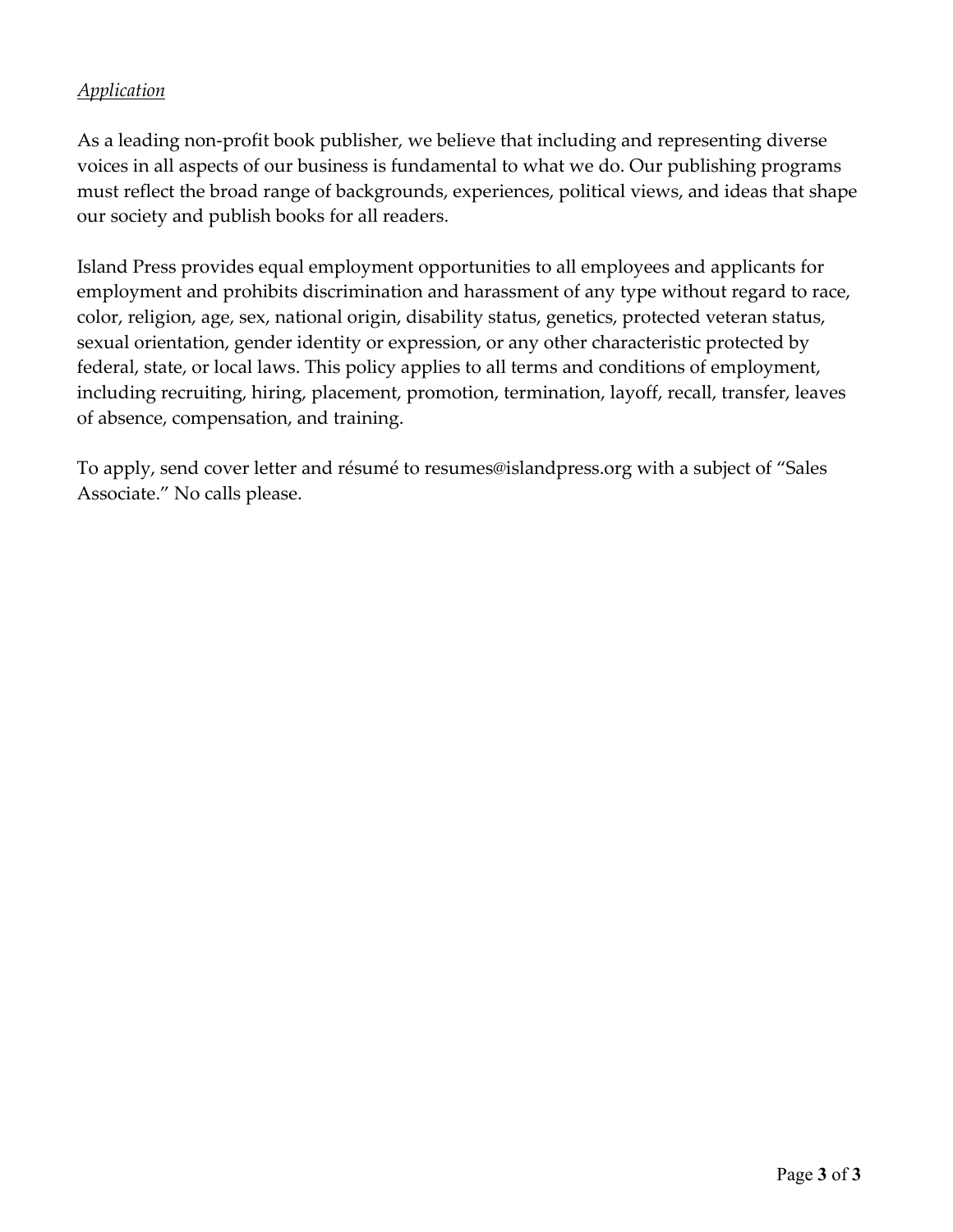*Application*

As a leading non-profit book publisher, we believe that including and representing diverse voices in all aspects of our business is fundamental to what we do. Our publishing programs must reflect the broad range of backgrounds, experiences, political views, and ideas that shape our society and publish books for all readers.

Island Press provides equal employment opportunities to all employees and applicants for employment and prohibits discrimination and harassment of any type without regard to race, color, religion, age, sex, national origin, disability status, genetics, protected veteran status, sexual orientation, gender identity or expression, or any other characteristic protected by federal, state, or local laws. This policy applies to all terms and conditions of employment, including recruiting, hiring, placement, promotion, termination, layoff, recall, transfer, leaves of absence, compensation, and training.

To apply, send cover letter and résumé to resumes@islandpress.org with a subject of "Sales Associate." No calls please.